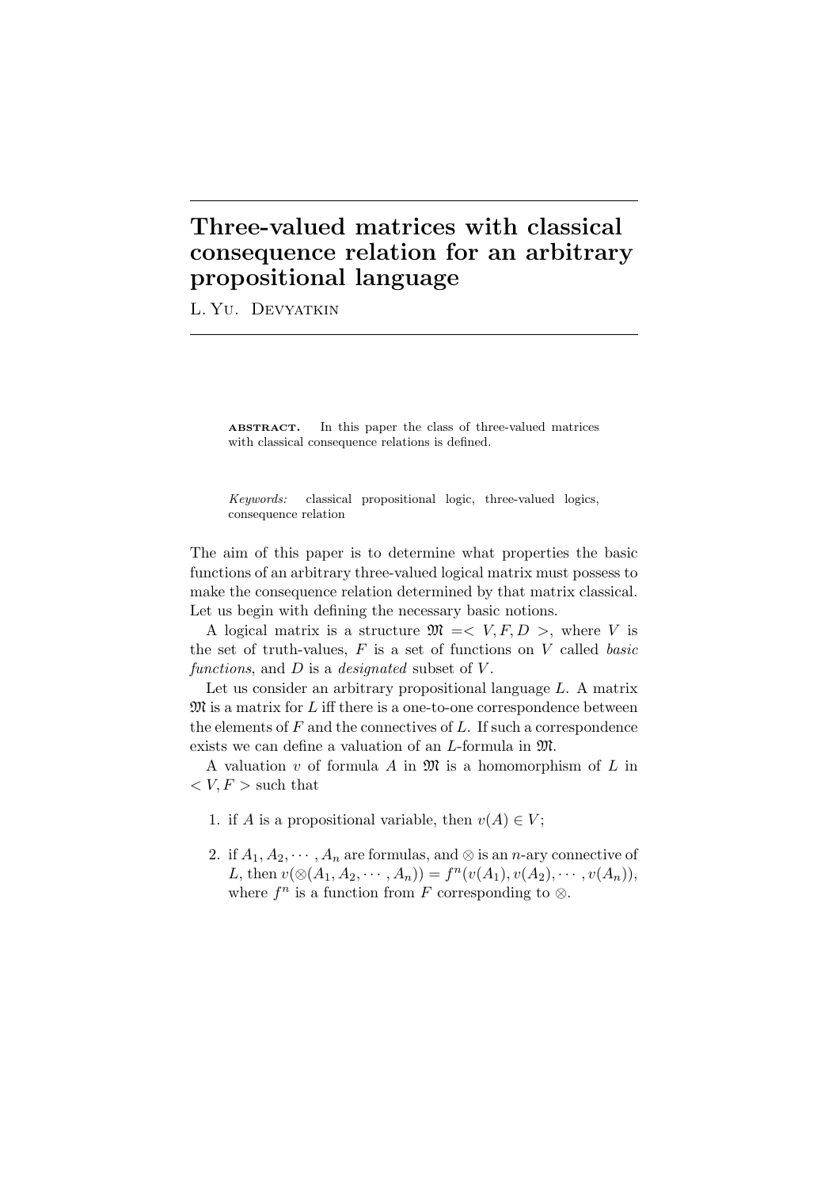# Three-valued matrices with classical consequence relation for an arbitrary propositional language

L. Yu. Devyatkin

**ABSTRACT.** In this paper the class of three-valued matrices with classical consequence relations is defined.

*Keywords:* classical propositional logic, three-valued logics, consequence relation

The aim of this paper is to determine what properties the basic functions of an arbitrary three-valued logical matrix must possess to make the consequence relation determined by that matrix classical. Let us begin with defining the necessary basic notions.

A logical matrix is a structure $\mathfrak{M} =< V, F, D >$, where $V$ is the set of truth-values, $F$ is a set of functions on $V$ called *basic functions*, and $D$ is a *designated* subset of $V$.

Let us consider an arbitrary propositional language $L$. A matrix $\mathfrak{M}$ is a matrix for $L$ iff there is a one-to-one correspondence between the elements of $F$ and the connectives of $L$. If such a correspondence exists we can define a valuation of an $L$-formula in $\mathfrak{M}$.

A valuation $v$ of formula $A$ in $\mathfrak{M}$ is a homomorphism of $L$ in $< V, F >$ such that

1. if $A$ is a propositional variable, then $v(A) \in V$;
2. if $A_1, A_2, \cdots, A_n$ are formulas, and $\otimes$ is an $n$-ary connective of $L$, then $v(\otimes(A_1, A_2, \cdots, A_n)) = f^n(v(A_1), v(A_2), \cdots, v(A_n))$, where $f^n$ is a function from $F$ corresponding to $\otimes$.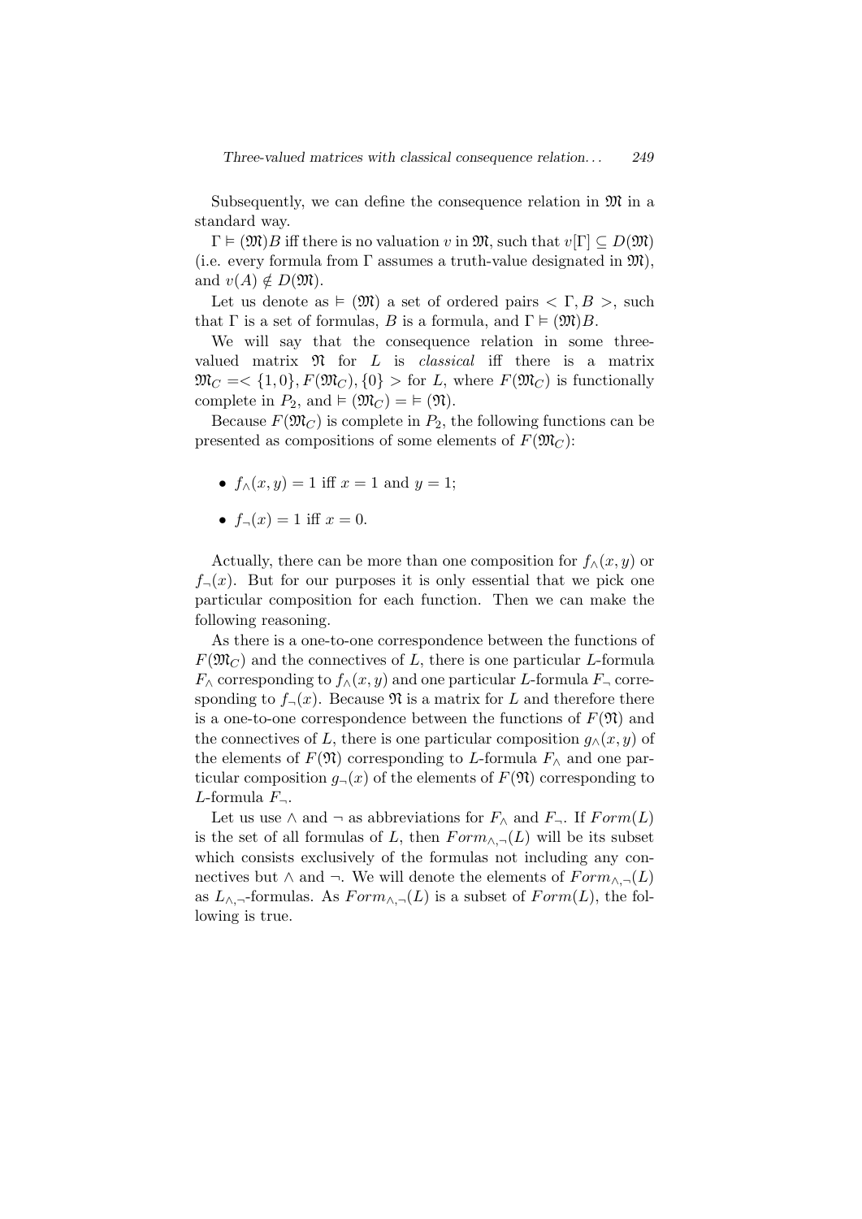Subsequently, we can define the consequence relation in $\mathfrak{M}$ in a standard way.

$\Gamma \vDash (\mathfrak{M})B$ iff there is no valuation $v$ in $\mathfrak{M}$, such that $v[\Gamma] \subseteq D(\mathfrak{M})$ (i.e. every formula from $\Gamma$ assumes a truth-value designated in $\mathfrak{M}$), and $v(A) \notin D(\mathfrak{M})$.

Let us denote as $\vDash (\mathfrak{M})$ a set of ordered pairs $< \Gamma, B >$, such that $\Gamma$ is a set of formulas, $B$ is a formula, and $\Gamma \vDash (\mathfrak{M})B$.

We will say that the consequence relation in some three-valued matrix $\mathfrak{N}$ for $L$ is *classical* iff there is a matrix $\mathfrak{M}_C =< \{1, 0\}, F(\mathfrak{M}_C), \{0\} >$ for $L$, where $F(\mathfrak{M}_C)$ is functionally complete in $P_2$, and $\vDash (\mathfrak{M}_C) = \vDash (\mathfrak{N})$.

Because $F(\mathfrak{M}_C)$ is complete in $P_2$, the following functions can be presented as compositions of some elements of $F(\mathfrak{M}_C)$:

- $f_\wedge(x, y) = 1$ iff $x = 1$ and $y = 1$;
- $f_\neg(x) = 1$ iff $x = 0$.

Actually, there can be more than one composition for $f_\wedge(x, y)$ or $f_\neg(x)$. But for our purposes it is only essential that we pick one particular composition for each function. Then we can make the following reasoning.

As there is a one-to-one correspondence between the functions of $F(\mathfrak{M}_C)$ and the connectives of $L$, there is one particular $L$-formula $F_\wedge$ corresponding to $f_\wedge(x, y)$ and one particular $L$-formula $F_\neg$ corresponding to $f_\neg(x)$. Because $\mathfrak{N}$ is a matrix for $L$ and therefore there is a one-to-one correspondence between the functions of $F(\mathfrak{N})$ and the connectives of $L$, there is one particular composition $g_\wedge(x, y)$ of the elements of $F(\mathfrak{N})$ corresponding to $L$-formula $F_\wedge$ and one particular composition $g_\neg(x)$ of the elements of $F(\mathfrak{N})$ corresponding to $L$-formula $F_\neg$.

Let us use $\wedge$ and $\neg$ as abbreviations for $F_\wedge$ and $F_\neg$. If $Form(L)$ is the set of all formulas of $L$, then $Form_{\wedge,\neg}(L)$ will be its subset which consists exclusively of the formulas not including any connectives but $\wedge$ and $\neg$. We will denote the elements of $Form_{\wedge,\neg}(L)$ as $L_{\wedge,\neg}$-formulas. As $Form_{\wedge,\neg}(L)$ is a subset of $Form(L)$, the following is true.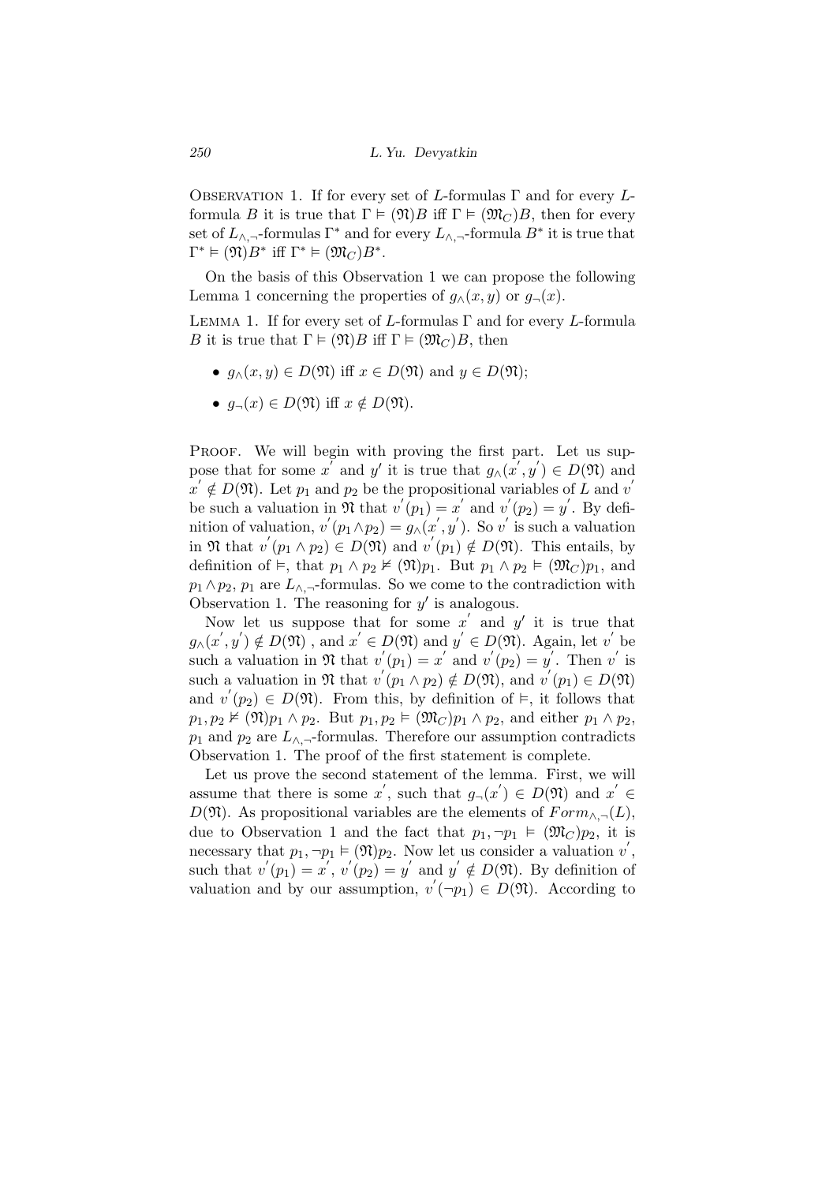Observation 1. If for every set of $L$-formulas $\Gamma$ and for every $L$-formula $B$ it is true that $\Gamma \vDash (\mathfrak{N})B$ iff $\Gamma \vDash (\mathfrak{M}_C)B$, then for every set of $L_{\wedge,\neg}$-formulas $\Gamma^*$ and for every $L_{\wedge,\neg}$-formula $B^*$ it is true that $\Gamma^* \vDash (\mathfrak{N})B^*$ iff $\Gamma^* \vDash (\mathfrak{M}_C)B^*$.

On the basis of this Observation 1 we can propose the following Lemma 1 concerning the properties of $g_\wedge(x, y)$ or $g_\neg(x)$.

Lemma 1. If for every set of $L$-formulas $\Gamma$ and for every $L$-formula $B$ it is true that $\Gamma \vDash (\mathfrak{N})B$ iff $\Gamma \vDash (\mathfrak{M}_C)B$, then

- $g_\wedge(x, y) \in D(\mathfrak{N})$ iff $x \in D(\mathfrak{N})$ and $y \in D(\mathfrak{N})$;
- $g_\neg(x) \in D(\mathfrak{N})$ iff $x \notin D(\mathfrak{N})$.

Proof. We will begin with proving the first part. Let us suppose that for some $x^{'}$ and $y'$ it is true that $g_\wedge(x^{'}, y^{'}) \in D(\mathfrak{N})$ and $x^{'} \notin D(\mathfrak{N})$. Let $p_1$ and $p_2$ be the propositional variables of $L$ and $v^{'}$ be such a valuation in $\mathfrak{N}$ that $v^{'}(p_1) = x^{'}$ and $v^{'}(p_2) = y^{'}$. By definition of valuation, $v^{'}(p_1 \wedge p_2) = g_\wedge(x^{'}, y^{'})$. So $v^{'}$ is such a valuation in $\mathfrak{N}$ that $v^{'}(p_1 \wedge p_2) \in D(\mathfrak{N})$ and $v^{'}(p_1) \notin D(\mathfrak{N})$. This entails, by definition of $\vDash$, that $p_1 \wedge p_2 \nvDash (\mathfrak{N})p_1$. But $p_1 \wedge p_2 \vDash (\mathfrak{M}_C)p_1$, and $p_1 \wedge p_2$, $p_1$ are $L_{\wedge,\neg}$-formulas. So we come to the contradiction with Observation 1. The reasoning for $y'$ is analogous.

Now let us suppose that for some $x^{'}$ and $y'$ it is true that $g_\wedge(x^{'}, y^{'}) \notin D(\mathfrak{N})$ , and $x^{'} \in D(\mathfrak{N})$ and $y^{'} \in D(\mathfrak{N})$. Again, let $v^{'}$ be such a valuation in $\mathfrak{N}$ that $v^{'}(p_1) = x^{'}$ and $v^{'}(p_2) = y^{'}$. Then $v^{'}$ is such a valuation in $\mathfrak{N}$ that $v^{'}(p_1 \wedge p_2) \notin D(\mathfrak{N})$, and $v^{'}(p_1) \in D(\mathfrak{N})$ and $v^{'}(p_2) \in D(\mathfrak{N})$. From this, by definition of $\vDash$, it follows that $p_1, p_2 \nvDash (\mathfrak{N})p_1 \wedge p_2$. But $p_1, p_2 \vDash (\mathfrak{M}_C)p_1 \wedge p_2$, and either $p_1 \wedge p_2$, $p_1$ and $p_2$ are $L_{\wedge,\neg}$-formulas. Therefore our assumption contradicts Observation 1. The proof of the first statement is complete.

Let us prove the second statement of the lemma. First, we will assume that there is some $x^{'}$, such that $g_\neg(x^{'}) \in D(\mathfrak{N})$ and $x^{'} \in D(\mathfrak{N})$. As propositional variables are the elements of $Form_{\wedge,\neg}(L)$, due to Observation 1 and the fact that $p_1, \neg p_1 \vDash (\mathfrak{M}_C)p_2$, it is necessary that $p_1, \neg p_1 \vDash (\mathfrak{N})p_2$. Now let us consider a valuation $v^{'}$, such that $v^{'}(p_1) = x^{'}$, $v^{'}(p_2) = y^{'}$ and $y^{'} \notin D(\mathfrak{N})$. By definition of valuation and by our assumption, $v^{'}(\neg p_1) \in D(\mathfrak{N})$. According to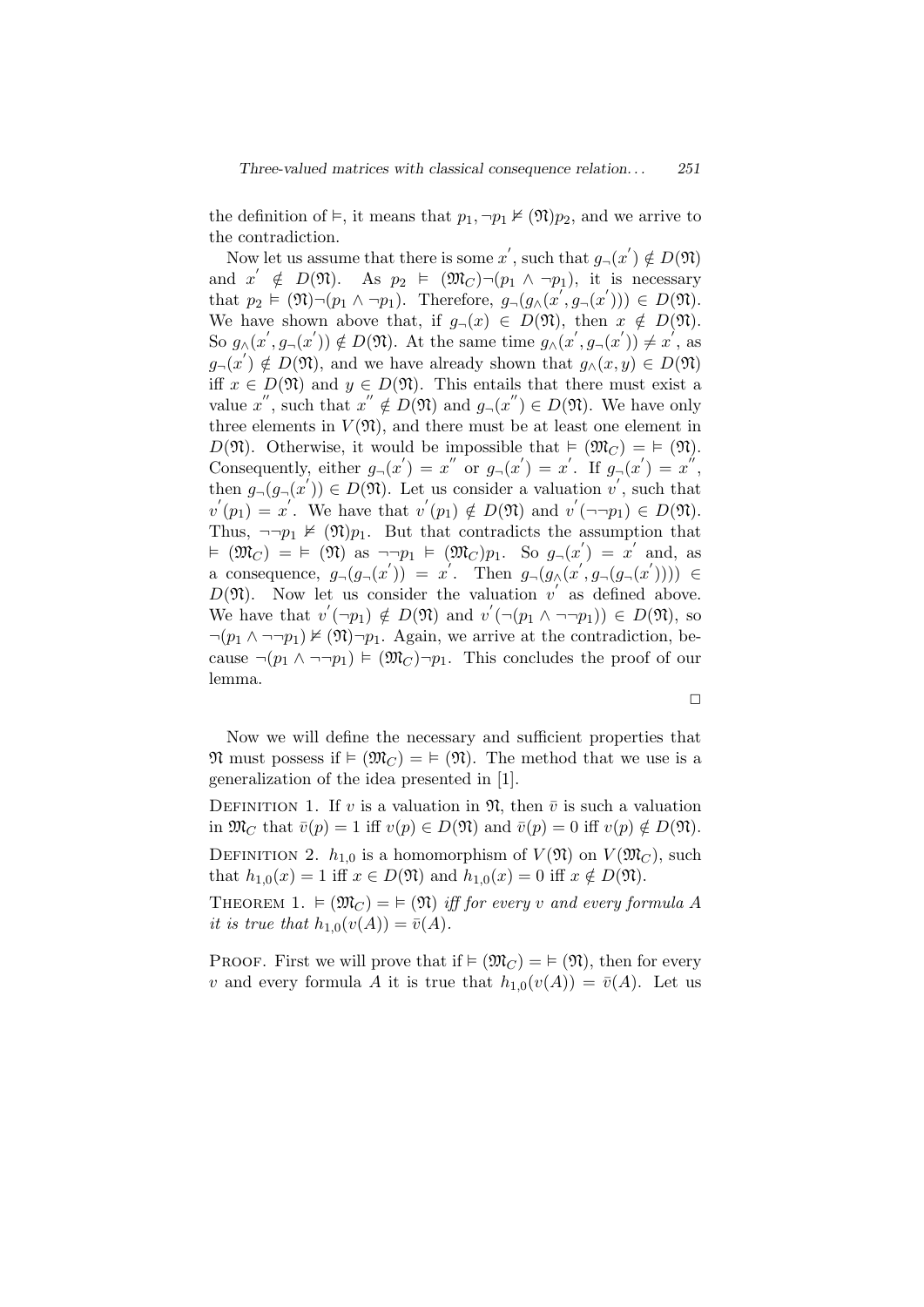the definition of $\vDash$, it means that $p_1, \neg p_1 \nvDash (\mathfrak{N}) p_2$, and we arrive to the contradiction.

Now let us assume that there is some $x'$, such that $g_\neg(x') \notin D(\mathfrak{N})$ and $x' \notin D(\mathfrak{N})$. As $p_2 \vDash (\mathfrak{M}_C)\neg(p_1 \wedge \neg p_1)$, it is necessary that $p_2 \vDash (\mathfrak{N})\neg(p_1 \wedge \neg p_1)$. Therefore, $g_\neg(g_\wedge(x', g_\neg(x'))) \in D(\mathfrak{N})$. We have shown above that, if $g_\neg(x) \in D(\mathfrak{N})$, then $x \notin D(\mathfrak{N})$. So $g_\wedge(x', g_\neg(x')) \notin D(\mathfrak{N})$. At the same time $g_\wedge(x', g_\neg(x')) \neq x'$, as $g_\neg(x') \notin D(\mathfrak{N})$, and we have already shown that $g_\wedge(x, y) \in D(\mathfrak{N})$ iff $x \in D(\mathfrak{N})$ and $y \in D(\mathfrak{N})$. This entails that there must exist a value $x''$, such that $x'' \notin D(\mathfrak{N})$ and $g_\neg(x'') \in D(\mathfrak{N})$. We have only three elements in $V(\mathfrak{N})$, and there must be at least one element in $D(\mathfrak{N})$. Otherwise, it would be impossible that $\vDash (\mathfrak{M}_C) = \vDash (\mathfrak{N})$. Consequently, either $g_\neg(x') = x''$ or $g_\neg(x') = x'$. If $g_\neg(x') = x''$, then $g_\neg(g_\neg(x')) \in D(\mathfrak{N})$. Let us consider a valuation $v'$, such that $v'(p_1) = x'$. We have that $v'(p_1) \notin D(\mathfrak{N})$ and $v'(\neg\neg p_1) \in D(\mathfrak{N})$. Thus, $\neg\neg p_1 \nvDash (\mathfrak{N}) p_1$. But that contradicts the assumption that $\vDash (\mathfrak{M}_C) = \vDash (\mathfrak{N})$ as $\neg\neg p_1 \vDash (\mathfrak{M}_C) p_1$. So $g_\neg(x') = x'$ and, as a consequence, $g_\neg(g_\neg(x')) = x'$. Then $g_\neg(g_\wedge(x', g_\neg(g_\neg(x')))) \in D(\mathfrak{N})$. Now let us consider the valuation $v'$ as defined above. We have that $v'(\neg p_1) \notin D(\mathfrak{N})$ and $v'(\neg(p_1 \wedge \neg\neg p_1)) \in D(\mathfrak{N})$, so $\neg(p_1 \wedge \neg\neg p_1) \nvDash (\mathfrak{N}) \neg p_1$. Again, we arrive at the contradiction, because $\neg(p_1 \wedge \neg\neg p_1) \vDash (\mathfrak{M}_C) \neg p_1$. This concludes the proof of our lemma.

$\square$

Now we will define the necessary and sufficient properties that $\mathfrak{N}$ must possess if $\vDash (\mathfrak{M}_C) = \vDash (\mathfrak{N})$. The method that we use is a generalization of the idea presented in [1].

Definition 1. If $v$ is a valuation in $\mathfrak{N}$, then $\bar{v}$ is such a valuation in $\mathfrak{M}_C$ that $\bar{v}(p) = 1$ iff $v(p) \in D(\mathfrak{N})$ and $\bar{v}(p) = 0$ iff $v(p) \notin D(\mathfrak{N})$.

Definition 2. $h_{1,0}$ is a homomorphism of $V(\mathfrak{N})$ on $V(\mathfrak{M}_C)$, such that $h_{1,0}(x) = 1$ iff $x \in D(\mathfrak{N})$ and $h_{1,0}(x) = 0$ iff $x \notin D(\mathfrak{N})$.

Theorem 1. *$\vDash (\mathfrak{M}_C) = \vDash (\mathfrak{N})$ iff for every $v$ and every formula $A$ it is true that $h_{1,0}(v(A)) = \bar{v}(A)$.*

Proof. First we will prove that if $\vDash (\mathfrak{M}_C) = \vDash (\mathfrak{N})$, then for every $v$ and every formula $A$ it is true that $h_{1,0}(v(A)) = \bar{v}(A)$. Let us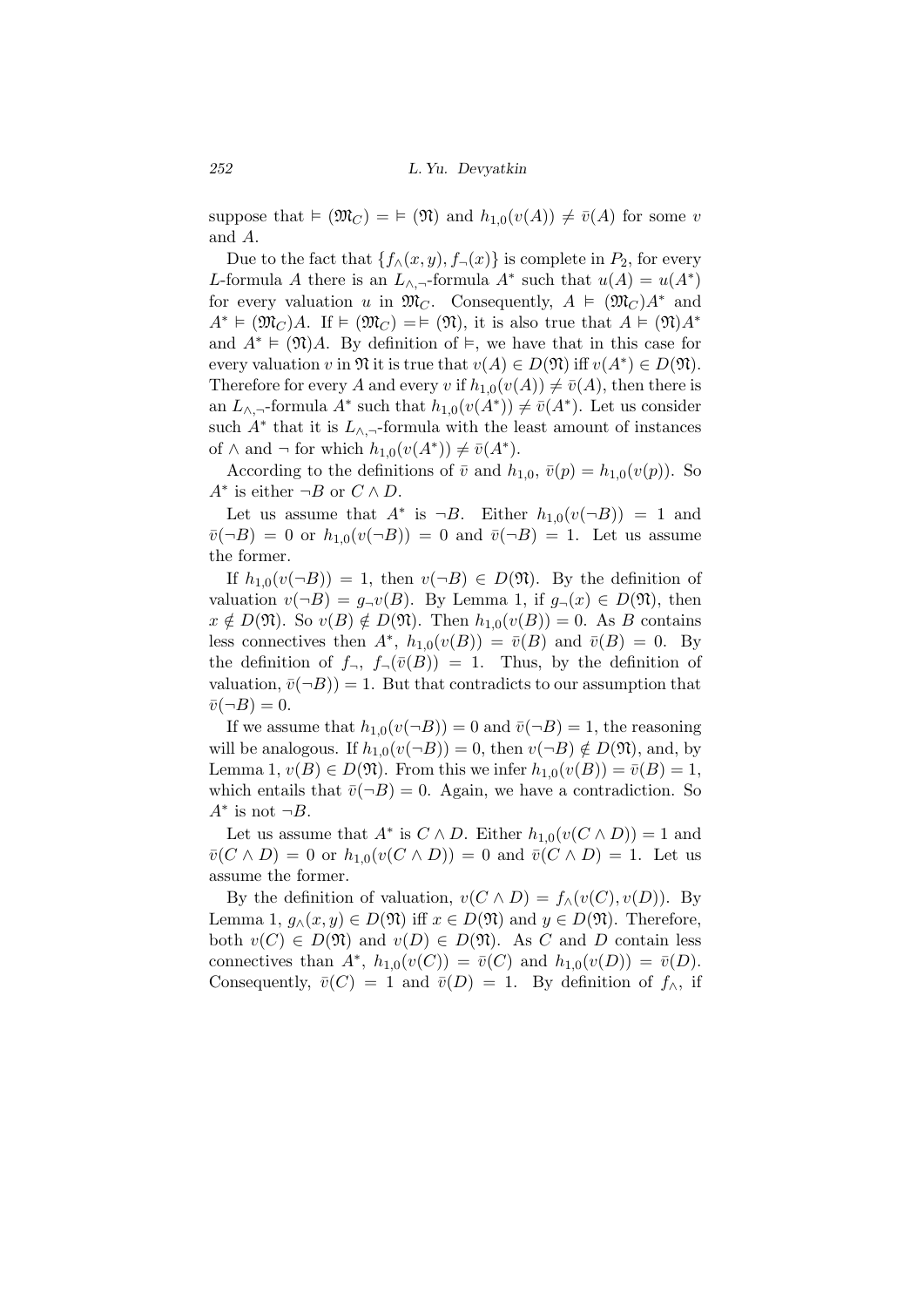suppose that $\vDash (\mathfrak{M}_C) = \vDash (\mathfrak{N})$ and $h_{1,0}(v(A)) \neq \bar{v}(A)$ for some $v$ and $A$.

Due to the fact that $\{f_\wedge(x,y), f_\neg(x)\}$ is complete in $P_2$, for every $L$-formula $A$ there is an $L_{\wedge,\neg}$-formula $A^*$ such that $u(A) = u(A^*)$ for every valuation $u$ in $\mathfrak{M}_C$. Consequently, $A \vDash (\mathfrak{M}_C)A^*$ and $A^* \vDash (\mathfrak{M}_C)A$. If $\vDash (\mathfrak{M}_C) = \vDash (\mathfrak{N})$, it is also true that $A \vDash (\mathfrak{N})A^*$ and $A^* \vDash (\mathfrak{N})A$. By definition of $\vDash$, we have that in this case for every valuation $v$ in $\mathfrak{N}$ it is true that $v(A) \in D(\mathfrak{N})$ iff $v(A^*) \in D(\mathfrak{N})$. Therefore for every $A$ and every $v$ if $h_{1,0}(v(A)) \neq \bar{v}(A)$, then there is an $L_{\wedge,\neg}$-formula $A^*$ such that $h_{1,0}(v(A^*)) \neq \bar{v}(A^*)$. Let us consider such $A^*$ that it is $L_{\wedge,\neg}$-formula with the least amount of instances of $\wedge$ and $\neg$ for which $h_{1,0}(v(A^*)) \neq \bar{v}(A^*)$.

According to the definitions of $\bar{v}$ and $h_{1,0}$, $\bar{v}(p) = h_{1,0}(v(p))$. So $A^*$ is either $\neg B$ or $C \wedge D$.

Let us assume that $A^*$ is $\neg B$. Either $h_{1,0}(v(\neg B)) = 1$ and $\bar{v}(\neg B) = 0$ or $h_{1,0}(v(\neg B)) = 0$ and $\bar{v}(\neg B) = 1$. Let us assume the former.

If $h_{1,0}(v(\neg B)) = 1$, then $v(\neg B) \in D(\mathfrak{N})$. By the definition of valuation $v(\neg B) = g_\neg v(B)$. By Lemma 1, if $g_\neg(x) \in D(\mathfrak{N})$, then $x \notin D(\mathfrak{N})$. So $v(B) \notin D(\mathfrak{N})$. Then $h_{1,0}(v(B)) = 0$. As $B$ contains less connectives then $A^*$, $h_{1,0}(v(B)) = \bar{v}(B)$ and $\bar{v}(B) = 0$. By the definition of $f_\neg$, $f_\neg(\bar{v}(B)) = 1$. Thus, by the definition of valuation, $\bar{v}(\neg B)) = 1$. But that contradicts to our assumption that $\bar{v}(\neg B) = 0$.

If we assume that $h_{1,0}(v(\neg B)) = 0$ and $\bar{v}(\neg B) = 1$, the reasoning will be analogous. If $h_{1,0}(v(\neg B)) = 0$, then $v(\neg B) \notin D(\mathfrak{N})$, and, by Lemma 1, $v(B) \in D(\mathfrak{N})$. From this we infer $h_{1,0}(v(B)) = \bar{v}(B) = 1$, which entails that $\bar{v}(\neg B) = 0$. Again, we have a contradiction. So $A^*$ is not $\neg B$.

Let us assume that $A^*$ is $C \wedge D$. Either $h_{1,0}(v(C \wedge D)) = 1$ and $\bar{v}(C \wedge D) = 0$ or $h_{1,0}(v(C \wedge D)) = 0$ and $\bar{v}(C \wedge D) = 1$. Let us assume the former.

By the definition of valuation, $v(C \wedge D) = f_\wedge(v(C), v(D))$. By Lemma 1, $g_\wedge(x,y) \in D(\mathfrak{N})$ iff $x \in D(\mathfrak{N})$ and $y \in D(\mathfrak{N})$. Therefore, both $v(C) \in D(\mathfrak{N})$ and $v(D) \in D(\mathfrak{N})$. As $C$ and $D$ contain less connectives than $A^*$, $h_{1,0}(v(C)) = \bar{v}(C)$ and $h_{1,0}(v(D)) = \bar{v}(D)$. Consequently, $\bar{v}(C) = 1$ and $\bar{v}(D) = 1$. By definition of $f_\wedge$, if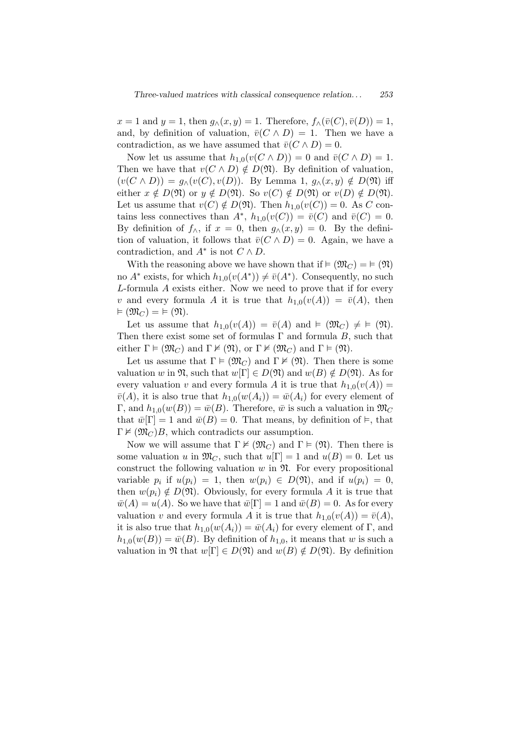$x = 1$ and $y = 1$, then $g_\wedge(x, y) = 1$. Therefore, $f_\wedge(\bar{v}(C), \bar{v}(D)) = 1$, and, by definition of valuation, $\bar{v}(C \wedge D) = 1$. Then we have a contradiction, as we have assumed that $\bar{v}(C \wedge D) = 0$.

Now let us assume that $h_{1,0}(v(C \wedge D)) = 0$ and $\bar{v}(C \wedge D) = 1$. Then we have that $v(C \wedge D) \notin D(\mathfrak{N})$. By definition of valuation, $(v(C \wedge D)) = g_\wedge(v(C), v(D))$. By Lemma 1, $g_\wedge(x, y) \notin D(\mathfrak{N})$ iff either $x \notin D(\mathfrak{N})$ or $y \notin D(\mathfrak{N})$. So $v(C) \notin D(\mathfrak{N})$ or $v(D) \notin D(\mathfrak{N})$. Let us assume that $v(C) \notin D(\mathfrak{N})$. Then $h_{1,0}(v(C)) = 0$. As $C$ contains less connectives than $A^*$, $h_{1,0}(v(C)) = \bar{v}(C)$ and $\bar{v}(C) = 0$. By definition of $f_\wedge$, if $x = 0$, then $g_\wedge(x, y) = 0$. By the definition of valuation, it follows that $\bar{v}(C \wedge D) = 0$. Again, we have a contradiction, and $A^*$ is not $C \wedge D$.

With the reasoning above we have shown that if $\vDash (\mathfrak{M}_C) = \vDash (\mathfrak{N})$ no $A^*$ exists, for which $h_{1,0}(v(A^*)) \neq \bar{v}(A^*)$. Consequently, no such $L$-formula $A$ exists either. Now we need to prove that if for every $v$ and every formula $A$ it is true that $h_{1,0}(v(A)) = \bar{v}(A)$, then $\vDash (\mathfrak{M}_C) = \vDash (\mathfrak{N})$.

Let us assume that $h_{1,0}(v(A)) = \bar{v}(A)$ and $\vDash (\mathfrak{M}_C) \neq \vDash (\mathfrak{N})$. Then there exist some set of formulas $\Gamma$ and formula $B$, such that either $\Gamma \vDash (\mathfrak{M}_C)$ and $\Gamma \nvDash (\mathfrak{N})$, or $\Gamma \nvDash (\mathfrak{M}_C)$ and $\Gamma \vDash (\mathfrak{N})$.

Let us assume that $\Gamma \vDash (\mathfrak{M}_C)$ and $\Gamma \nvDash (\mathfrak{N})$. Then there is some valuation $w$ in $\mathfrak{N}$, such that $w[\Gamma] \in D(\mathfrak{N})$ and $w(B) \notin D(\mathfrak{N})$. As for every valuation $v$ and every formula $A$ it is true that $h_{1,0}(v(A)) = \bar{v}(A)$, it is also true that $h_{1,0}(w(A_i)) = \bar{w}(A_i)$ for every element of $\Gamma$, and $h_{1,0}(w(B)) = \bar{w}(B)$. Therefore, $\bar{w}$ is such a valuation in $\mathfrak{M}_C$ that $\bar{w}[\Gamma] = 1$ and $\bar{w}(B) = 0$. That means, by definition of $\vDash$, that $\Gamma \nvDash (\mathfrak{M}_C)B$, which contradicts our assumption.

Now we will assume that $\Gamma \nvDash (\mathfrak{M}_C)$ and $\Gamma \vDash (\mathfrak{N})$. Then there is some valuation $u$ in $\mathfrak{M}_C$, such that $u[\Gamma] = 1$ and $u(B) = 0$. Let us construct the following valuation $w$ in $\mathfrak{N}$. For every propositional variable $p_i$ if $u(p_i) = 1$, then $w(p_i) \in D(\mathfrak{N})$, and if $u(p_i) = 0$, then $w(p_i) \notin D(\mathfrak{N})$. Obviously, for every formula $A$ it is true that $\bar{w}(A) = u(A)$. So we have that $\bar{w}[\Gamma] = 1$ and $\bar{w}(B) = 0$. As for every valuation $v$ and every formula $A$ it is true that $h_{1,0}(v(A)) = \bar{v}(A)$, it is also true that $h_{1,0}(w(A_i)) = \bar{w}(A_i)$ for every element of $\Gamma$, and $h_{1,0}(w(B)) = \bar{w}(B)$. By definition of $h_{1,0}$, it means that $w$ is such a valuation in $\mathfrak{N}$ that $w[\Gamma] \in D(\mathfrak{N})$ and $w(B) \notin D(\mathfrak{N})$. By definition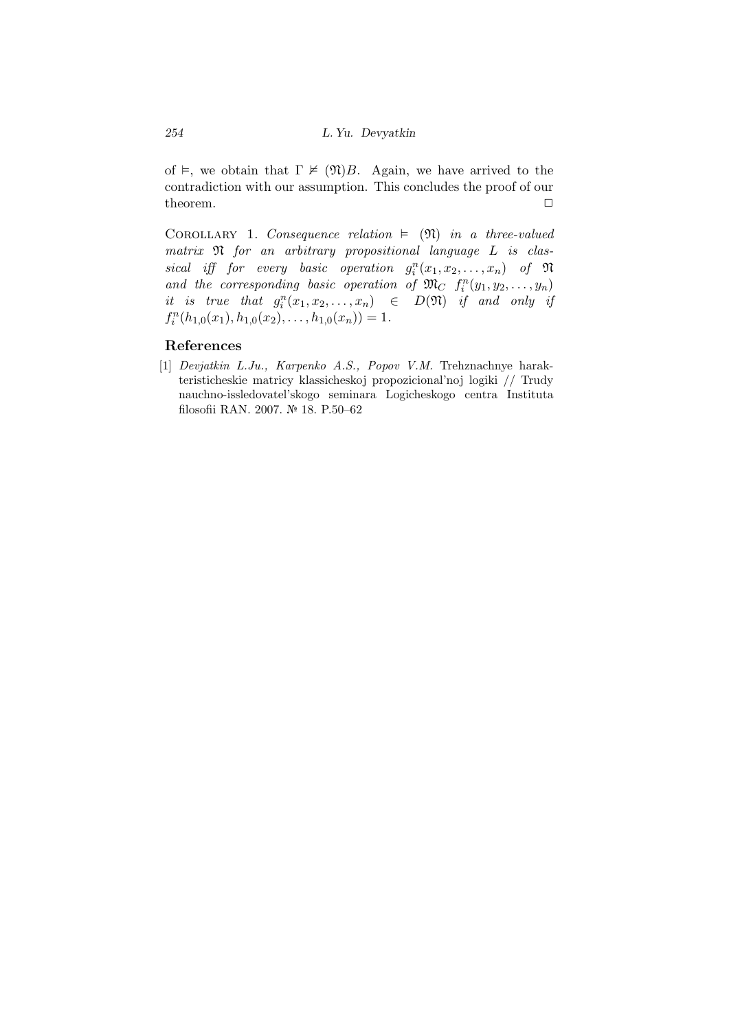of $\vDash$, we obtain that $\Gamma \nvDash (\mathfrak{N})B$. Again, we have arrived to the contradiction with our assumption. This concludes the proof of our theorem. $\square$

COROLLARY 1. *Consequence relation* $\vDash (\mathfrak{N})$ *in a three-valued matrix* $\mathfrak{N}$ *for an arbitrary propositional language* $L$ *is classical iff for every basic operation* $g_i^n(x_1, x_2, \ldots, x_n)$ *of* $\mathfrak{N}$ *and the corresponding basic operation of* $\mathfrak{M}_C$ $f_i^n(y_1, y_2, \ldots, y_n)$ *it is true that* $g_i^n(x_1, x_2, \ldots, x_n) \in D(\mathfrak{N})$ *if and only if* $f_i^n(h_{1,0}(x_1), h_{1,0}(x_2), \ldots, h_{1,0}(x_n)) = 1$.

## References

[1] *Devjatkin L.Ju., Karpenko A.S., Popov V.M.* Trehznachnye harakteristicheskie matricy klassicheskoj propozicional'noj logiki // Trudy nauchno-issledovatel'skogo seminara Logicheskogo centra Instituta filosofii RAN. 2007. № 18. P.50–62